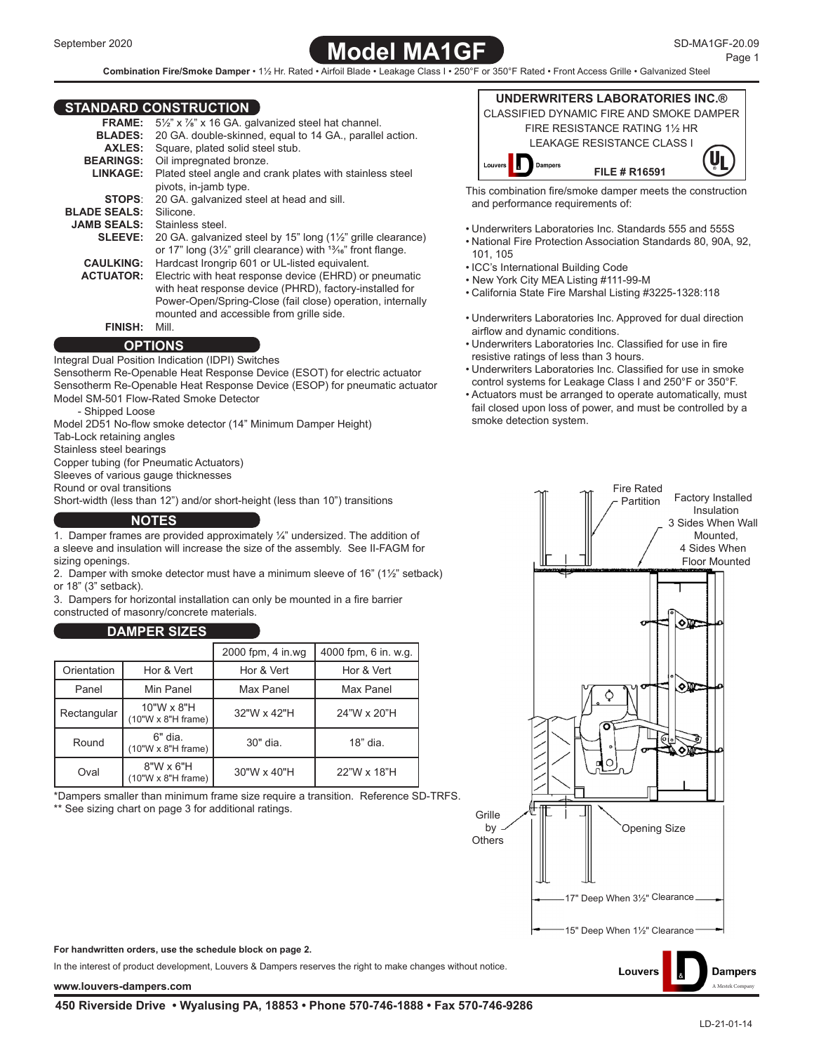# Model MA1GF

**Combination Fire/Smoke Damper** • 1½ Hr. Rated • Airfoil Blade • Leakage Class I • 250°F or 350°F Rated • Front Access Grille • Galvanized Steel

September 2020

SD-MA1GF-20.09

## STANDARD CONSTRUCTION

**FRAME:** 5½" x ⅞" x 16 GA. galvanized steel hat channel.
**BLADES:** 20 GA. double-skinned, equal to 14 GA., parallel action.
**AXLES:** Square, plated solid steel stub.
**BEARINGS:** Oil impregnated bronze.
**LINKAGE:** Plated steel angle and crank plates with stainless steel pivots, in-jamb type.
**STOPS:** 20 GA. galvanized steel at head and sill.
**BLADE SEALS:** Silicone.
**JAMB SEALS:** Stainless steel.
**SLEEVE:** 20 GA. galvanized steel by 15" long (1½" grille clearance) or 17" long (3½" grill clearance) with 13⁄16" front flange.
**CAULKING:** Hardcast Irongrip 601 or UL-listed equivalent.
**ACTUATOR:** Electric with heat response device (EHRD) or pneumatic with heat response device (PHRD), factory-installed for Power-Open/Spring-Close (fail close) operation, internally mounted and accessible from grille side.
**FINISH:** Mill.

## OPTIONS

Integral Dual Position Indication (IDPI) Switches
Sensotherm Re-Openable Heat Response Device (ESOT) for electric actuator
Sensotherm Re-Openable Heat Response Device (ESOP) for pneumatic actuator
Model SM-501 Flow-Rated Smoke Detector
- Shipped Loose
Model 2D51 No-flow smoke detector (14" Minimum Damper Height)
Tab-Lock retaining angles
Stainless steel bearings
Copper tubing (for Pneumatic Actuators)
Sleeves of various gauge thicknesses
Round or oval transitions
Short-width (less than 12") and/or short-height (less than 10") transitions

## NOTES

1. Damper frames are provided approximately ¼" undersized. The addition of a sleeve and insulation will increase the size of the assembly. See II-FAGM for sizing openings.
2. Damper with smoke detector must have a minimum sleeve of 16" (1½" setback) or 18" (3" setback).
3. Dampers for horizontal installation can only be mounted in a fire barrier constructed of masonry/concrete materials.

## DAMPER SIZES

| | | 2000 fpm, 4 in.wg | 4000 fpm, 6 in. w.g. |
|---|---|---|---|
| Orientation | Hor & Vert | Hor & Vert | Hor & Vert |
| Panel | Min Panel | Max Panel | Max Panel |
| Rectangular | 10"W x 8"H (10"W x 8"H frame) | 32"W x 42"H | 24"W x 20"H |
| Round | 6" dia. (10"W x 8"H frame) | 30" dia. | 18" dia. |
| Oval | 8"W x 6"H (10"W x 8"H frame) | 30"W x 40"H | 22"W x 18"H |

*Dampers smaller than minimum frame size require a transition. Reference SD-TRFS.
** See sizing chart on page 3 for additional ratings.

**UNDERWRITERS LABORATORIES INC.®**
CLASSIFIED DYNAMIC FIRE AND SMOKE DAMPER
FIRE RESISTANCE RATING 1½ HR
LEAKAGE RESISTANCE CLASS I
**FILE # R16591**

This combination fire/smoke damper meets the construction and performance requirements of:

- Underwriters Laboratories Inc. Standards 555 and 555S
- National Fire Protection Association Standards 80, 90A, 92, 101, 105
- ICC's International Building Code
- New York City MEA Listing #111-99-M
- California State Fire Marshal Listing #3225-1328:118

- Underwriters Laboratories Inc. Approved for dual direction airflow and dynamic conditions.
- Underwriters Laboratories Inc. Classified for use in fire resistive ratings of less than 3 hours.
- Underwriters Laboratories Inc. Classified for use in smoke control systems for Leakage Class I and 250°F or 350°F.
- Actuators must be arranged to operate automatically, must fail closed upon loss of power, and must be controlled by a smoke detection system.

Fire Rated Partition
Factory Installed Insulation 3 Sides When Wall Mounted, 4 Sides When Floor Mounted
Grille by Others
Opening Size
17" Deep When 3½" Clearance
15" Deep When 1½" Clearance

**For handwritten orders, use the schedule block on page 2.**

In the interest of product development, Louvers & Dampers reserves the right to make changes without notice.

**www.louvers-dampers.com**

**450 Riverside Drive • Wyalusing PA, 18853 • Phone 570-746-1888 • Fax 570-746-9286**

LD-21-01-14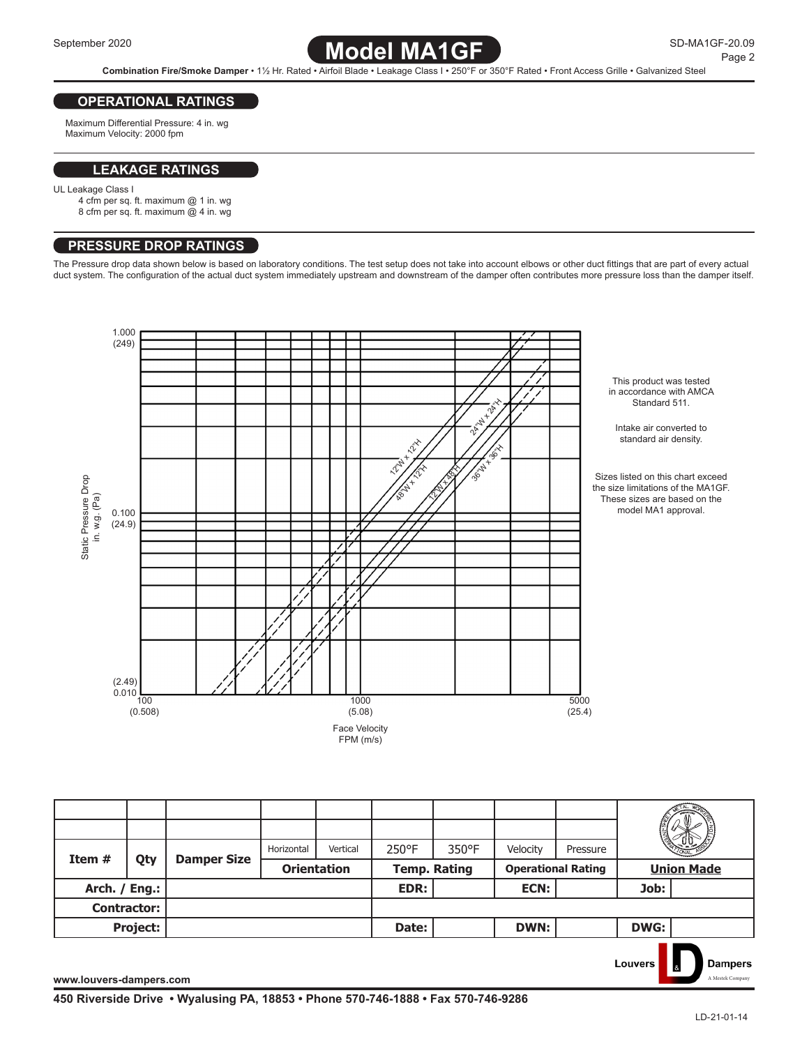# Model MA1GF

**Combination Fire/Smoke Damper** • 1½ Hr. Rated • Airfoil Blade • Leakage Class I • 250°F or 350°F Rated • Front Access Grille • Galvanized Steel

## OPERATIONAL RATINGS

Maximum Differential Pressure: 4 in. wg
Maximum Velocity: 2000 fpm

## LEAKAGE RATINGS

UL Leakage Class I
- 4 cfm per sq. ft. maximum @ 1 in. wg
- 8 cfm per sq. ft. maximum @ 4 in. wg

## PRESSURE DROP RATINGS

The Pressure drop data shown below is based on laboratory conditions. The test setup does not take into account elbows or other duct fittings that are part of every actual duct system. The configuration of the actual duct system immediately upstream and downstream of the damper often contributes more pressure loss than the damper itself.

Static Pressure Drop in. w.g. (Pa)

1.000 (249)
0.100 (24.9)
(2.49) 0.010

Face Velocity FPM (m/s)

100 (0.508)
1000 (5.08)
5000 (25.4)

12"W x 12"H
48"W x 12"H
12"W x 48"H
24"W x 24"H
36"W x 36"H

This product was tested in accordance with AMCA Standard 511.

Intake air converted to standard air density.

Sizes listed on this chart exceed the size limitations of the MA1GF. These sizes are based on the model MA1 approval.

| Item # | Qty | Damper Size | Horizontal | Vertical | 250°F | 350°F | Velocity | Pressure | |
|---|---|---|---|---|---|---|---|---|---|
| | | | Orientation | | Temp. Rating | | Operational Rating | | Union Made |
| Arch. / Eng.: | | | | | EDR: | | ECN: | | Job: |
| Contractor: | | | | | | | | | |
| Project: | | | | | Date: | | DWN: | | DWG: |

www.louvers-dampers.com

Louvers & Dampers — A Mestek Company

450 Riverside Drive • Wyalusing PA, 18853 • Phone 570-746-1888 • Fax 570-746-9286

LD-21-01-14